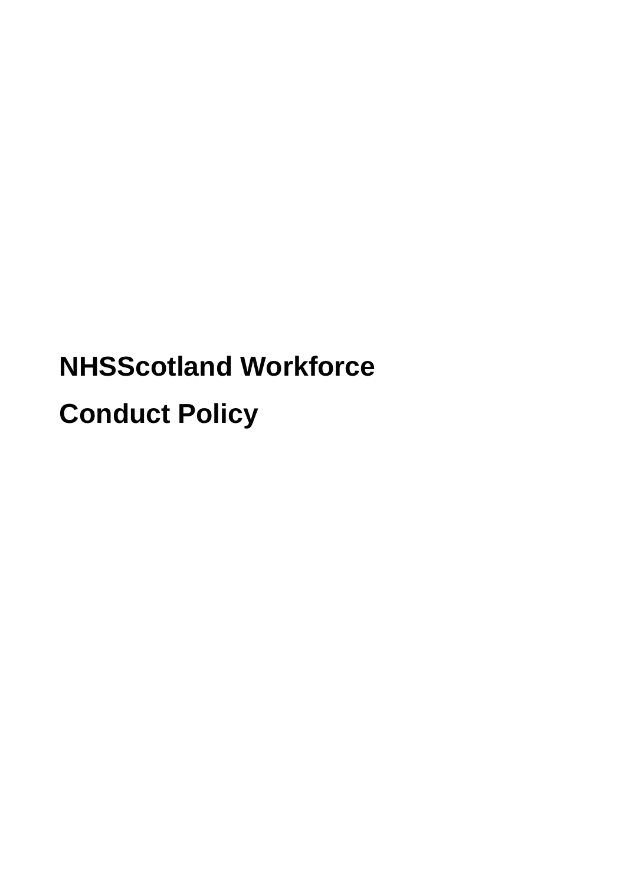# NHSScotland Workforce

# Conduct Policy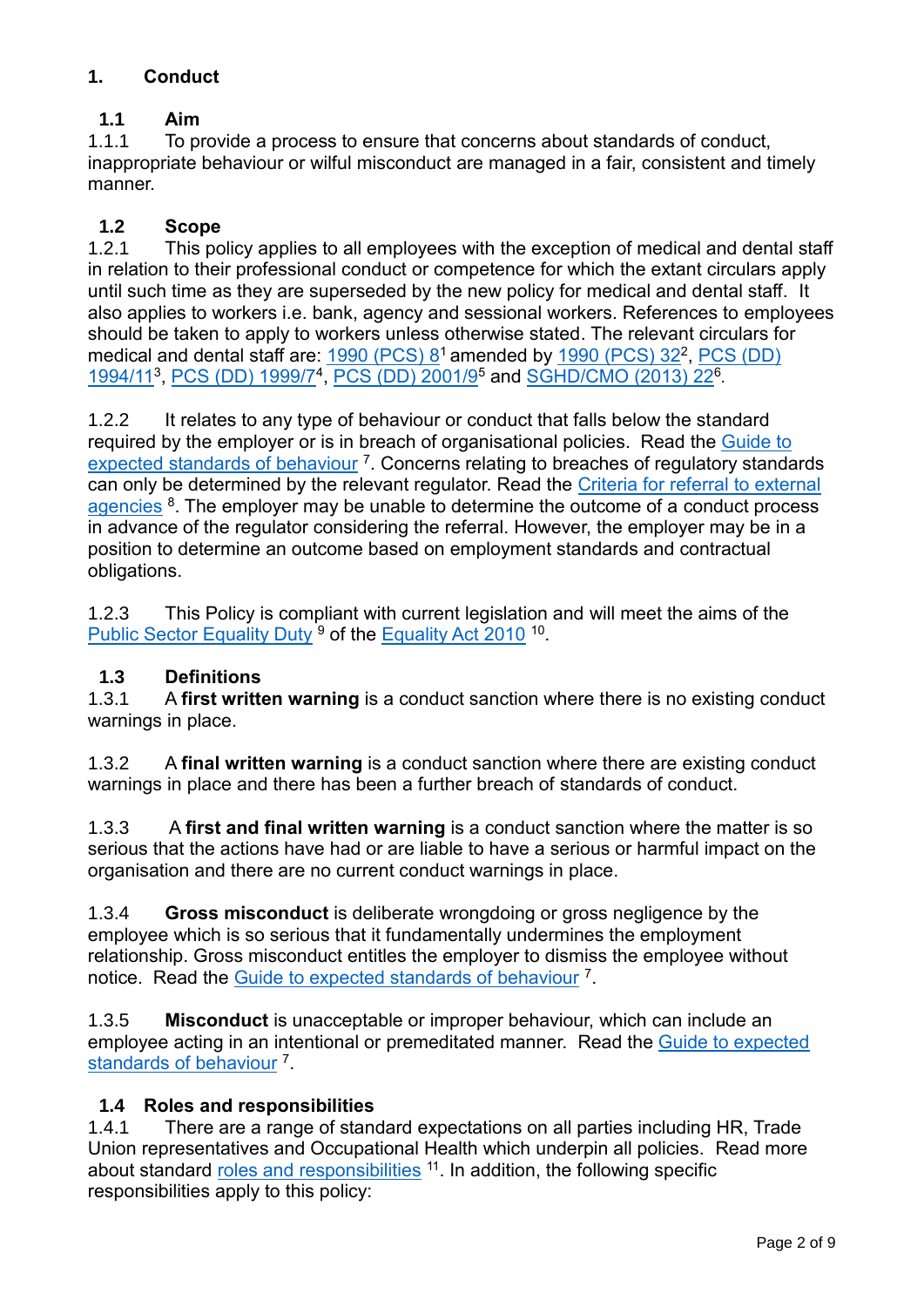# 1. Conduct

## 1.1 Aim

1.1.1 To provide a process to ensure that concerns about standards of conduct, inappropriate behaviour or wilful misconduct are managed in a fair, consistent and timely manner.

## 1.2 Scope

1.2.1 This policy applies to all employees with the exception of medical and dental staff in relation to their professional conduct or competence for which the extant circulars apply until such time as they are superseded by the new policy for medical and dental staff. It also applies to workers i.e. bank, agency and sessional workers. References to employees should be taken to apply to workers unless otherwise stated. The relevant circulars for medical and dental staff are: 1990 (PCS) 8[1] amended by 1990 (PCS) 32[2], PCS (DD) 1994/11[3], PCS (DD) 1999/7[4], PCS (DD) 2001/9[5] and SGHD/CMO (2013) 22[6].

1.2.2 It relates to any type of behaviour or conduct that falls below the standard required by the employer or is in breach of organisational policies. Read the Guide to expected standards of behaviour [7]. Concerns relating to breaches of regulatory standards can only be determined by the relevant regulator. Read the Criteria for referral to external agencies [8]. The employer may be unable to determine the outcome of a conduct process in advance of the regulator considering the referral. However, the employer may be in a position to determine an outcome based on employment standards and contractual obligations.

1.2.3 This Policy is compliant with current legislation and will meet the aims of the Public Sector Equality Duty [9] of the Equality Act 2010 [10].

## 1.3 Definitions

1.3.1 A **first written warning** is a conduct sanction where there is no existing conduct warnings in place.

1.3.2 A **final written warning** is a conduct sanction where there are existing conduct warnings in place and there has been a further breach of standards of conduct.

1.3.3 A **first and final written warning** is a conduct sanction where the matter is so serious that the actions have had or are liable to have a serious or harmful impact on the organisation and there are no current conduct warnings in place.

1.3.4 **Gross misconduct** is deliberate wrongdoing or gross negligence by the employee which is so serious that it fundamentally undermines the employment relationship. Gross misconduct entitles the employer to dismiss the employee without notice. Read the Guide to expected standards of behaviour [7].

1.3.5 **Misconduct** is unacceptable or improper behaviour, which can include an employee acting in an intentional or premeditated manner. Read the Guide to expected standards of behaviour [7].

## 1.4 Roles and responsibilities

1.4.1 There are a range of standard expectations on all parties including HR, Trade Union representatives and Occupational Health which underpin all policies. Read more about standard roles and responsibilities [11]. In addition, the following specific responsibilities apply to this policy: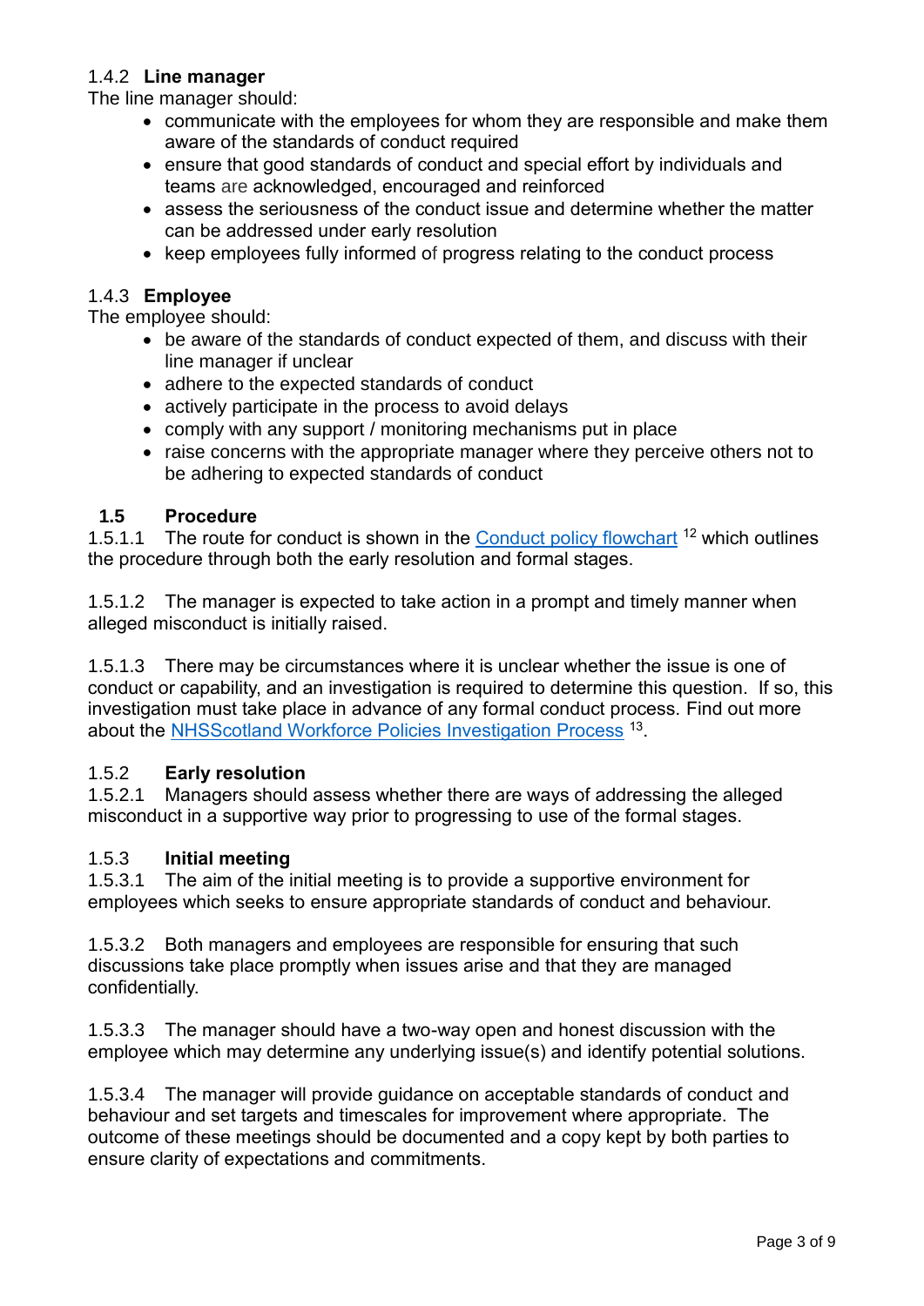### 1.4.2 Line manager

The line manager should:

- communicate with the employees for whom they are responsible and make them aware of the standards of conduct required
- ensure that good standards of conduct and special effort by individuals and teams are acknowledged, encouraged and reinforced
- assess the seriousness of the conduct issue and determine whether the matter can be addressed under early resolution
- keep employees fully informed of progress relating to the conduct process

### 1.4.3 Employee

The employee should:

- be aware of the standards of conduct expected of them, and discuss with their line manager if unclear
- adhere to the expected standards of conduct
- actively participate in the process to avoid delays
- comply with any support / monitoring mechanisms put in place
- raise concerns with the appropriate manager where they perceive others not to be adhering to expected standards of conduct

## 1.5 Procedure

1.5.1.1 The route for conduct is shown in the Conduct policy flowchart [12] which outlines the procedure through both the early resolution and formal stages.

1.5.1.2 The manager is expected to take action in a prompt and timely manner when alleged misconduct is initially raised.

1.5.1.3 There may be circumstances where it is unclear whether the issue is one of conduct or capability, and an investigation is required to determine this question. If so, this investigation must take place in advance of any formal conduct process. Find out more about the NHSScotland Workforce Policies Investigation Process [13].

### 1.5.2 Early resolution

1.5.2.1 Managers should assess whether there are ways of addressing the alleged misconduct in a supportive way prior to progressing to use of the formal stages.

### 1.5.3 Initial meeting

1.5.3.1 The aim of the initial meeting is to provide a supportive environment for employees which seeks to ensure appropriate standards of conduct and behaviour.

1.5.3.2 Both managers and employees are responsible for ensuring that such discussions take place promptly when issues arise and that they are managed confidentially.

1.5.3.3 The manager should have a two-way open and honest discussion with the employee which may determine any underlying issue(s) and identify potential solutions.

1.5.3.4 The manager will provide guidance on acceptable standards of conduct and behaviour and set targets and timescales for improvement where appropriate. The outcome of these meetings should be documented and a copy kept by both parties to ensure clarity of expectations and commitments.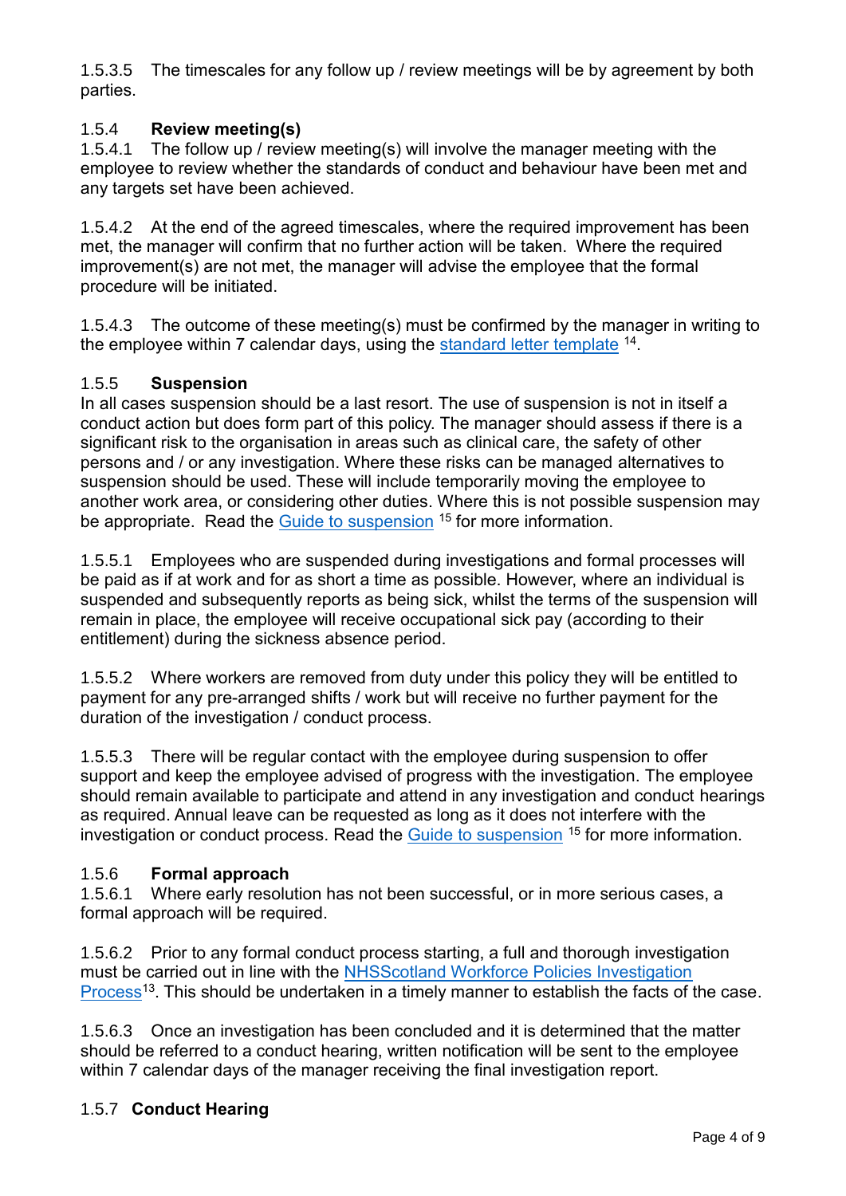1.5.3.5 The timescales for any follow up / review meetings will be by agreement by both parties.

### 1.5.4 Review meeting(s)

1.5.4.1 The follow up / review meeting(s) will involve the manager meeting with the employee to review whether the standards of conduct and behaviour have been met and any targets set have been achieved.

1.5.4.2 At the end of the agreed timescales, where the required improvement has been met, the manager will confirm that no further action will be taken. Where the required improvement(s) are not met, the manager will advise the employee that the formal procedure will be initiated.

1.5.4.3 The outcome of these meeting(s) must be confirmed by the manager in writing to the employee within 7 calendar days, using the standard letter template [14].

### 1.5.5 Suspension

In all cases suspension should be a last resort. The use of suspension is not in itself a conduct action but does form part of this policy. The manager should assess if there is a significant risk to the organisation in areas such as clinical care, the safety of other persons and / or any investigation. Where these risks can be managed alternatives to suspension should be used. These will include temporarily moving the employee to another work area, or considering other duties. Where this is not possible suspension may be appropriate. Read the Guide to suspension [15] for more information.

1.5.5.1 Employees who are suspended during investigations and formal processes will be paid as if at work and for as short a time as possible. However, where an individual is suspended and subsequently reports as being sick, whilst the terms of the suspension will remain in place, the employee will receive occupational sick pay (according to their entitlement) during the sickness absence period.

1.5.5.2 Where workers are removed from duty under this policy they will be entitled to payment for any pre-arranged shifts / work but will receive no further payment for the duration of the investigation / conduct process.

1.5.5.3 There will be regular contact with the employee during suspension to offer support and keep the employee advised of progress with the investigation. The employee should remain available to participate and attend in any investigation and conduct hearings as required. Annual leave can be requested as long as it does not interfere with the investigation or conduct process. Read the Guide to suspension [15] for more information.

### 1.5.6 Formal approach

1.5.6.1 Where early resolution has not been successful, or in more serious cases, a formal approach will be required.

1.5.6.2 Prior to any formal conduct process starting, a full and thorough investigation must be carried out in line with the NHSScotland Workforce Policies Investigation Process[13]. This should be undertaken in a timely manner to establish the facts of the case.

1.5.6.3 Once an investigation has been concluded and it is determined that the matter should be referred to a conduct hearing, written notification will be sent to the employee within 7 calendar days of the manager receiving the final investigation report.

### 1.5.7 Conduct Hearing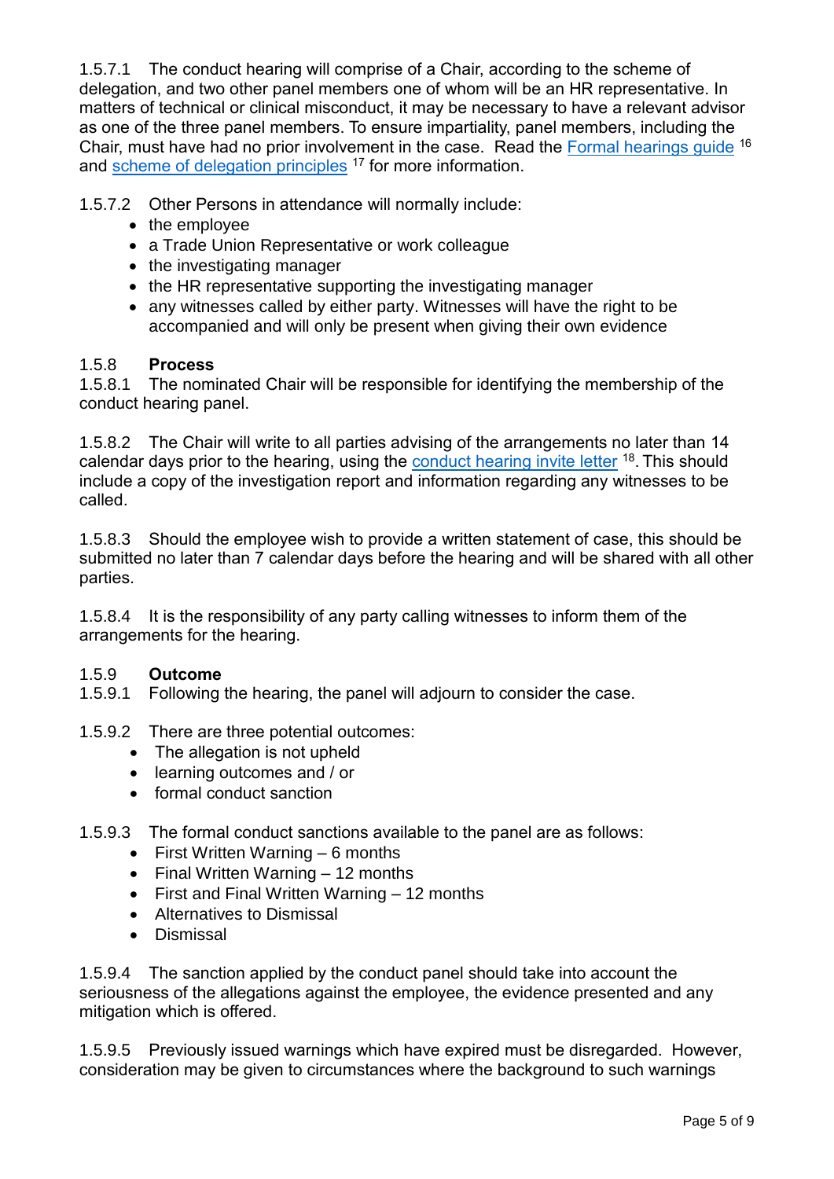1.5.7.1 The conduct hearing will comprise of a Chair, according to the scheme of delegation, and two other panel members one of whom will be an HR representative. In matters of technical or clinical misconduct, it may be necessary to have a relevant advisor as one of the three panel members. To ensure impartiality, panel members, including the Chair, must have had no prior involvement in the case. Read the Formal hearings guide [16] and scheme of delegation principles [17] for more information.

1.5.7.2 Other Persons in attendance will normally include:

- the employee
- a Trade Union Representative or work colleague
- the investigating manager
- the HR representative supporting the investigating manager
- any witnesses called by either party. Witnesses will have the right to be accompanied and will only be present when giving their own evidence

### 1.5.8 **Process**

1.5.8.1 The nominated Chair will be responsible for identifying the membership of the conduct hearing panel.

1.5.8.2 The Chair will write to all parties advising of the arrangements no later than 14 calendar days prior to the hearing, using the conduct hearing invite letter [18]. This should include a copy of the investigation report and information regarding any witnesses to be called.

1.5.8.3 Should the employee wish to provide a written statement of case, this should be submitted no later than 7 calendar days before the hearing and will be shared with all other parties.

1.5.8.4 It is the responsibility of any party calling witnesses to inform them of the arrangements for the hearing.

### 1.5.9 **Outcome**

1.5.9.1 Following the hearing, the panel will adjourn to consider the case.

1.5.9.2 There are three potential outcomes:

- The allegation is not upheld
- learning outcomes and / or
- formal conduct sanction

1.5.9.3 The formal conduct sanctions available to the panel are as follows:

- First Written Warning – 6 months
- Final Written Warning – 12 months
- First and Final Written Warning – 12 months
- Alternatives to Dismissal
- Dismissal

1.5.9.4 The sanction applied by the conduct panel should take into account the seriousness of the allegations against the employee, the evidence presented and any mitigation which is offered.

1.5.9.5 Previously issued warnings which have expired must be disregarded. However, consideration may be given to circumstances where the background to such warnings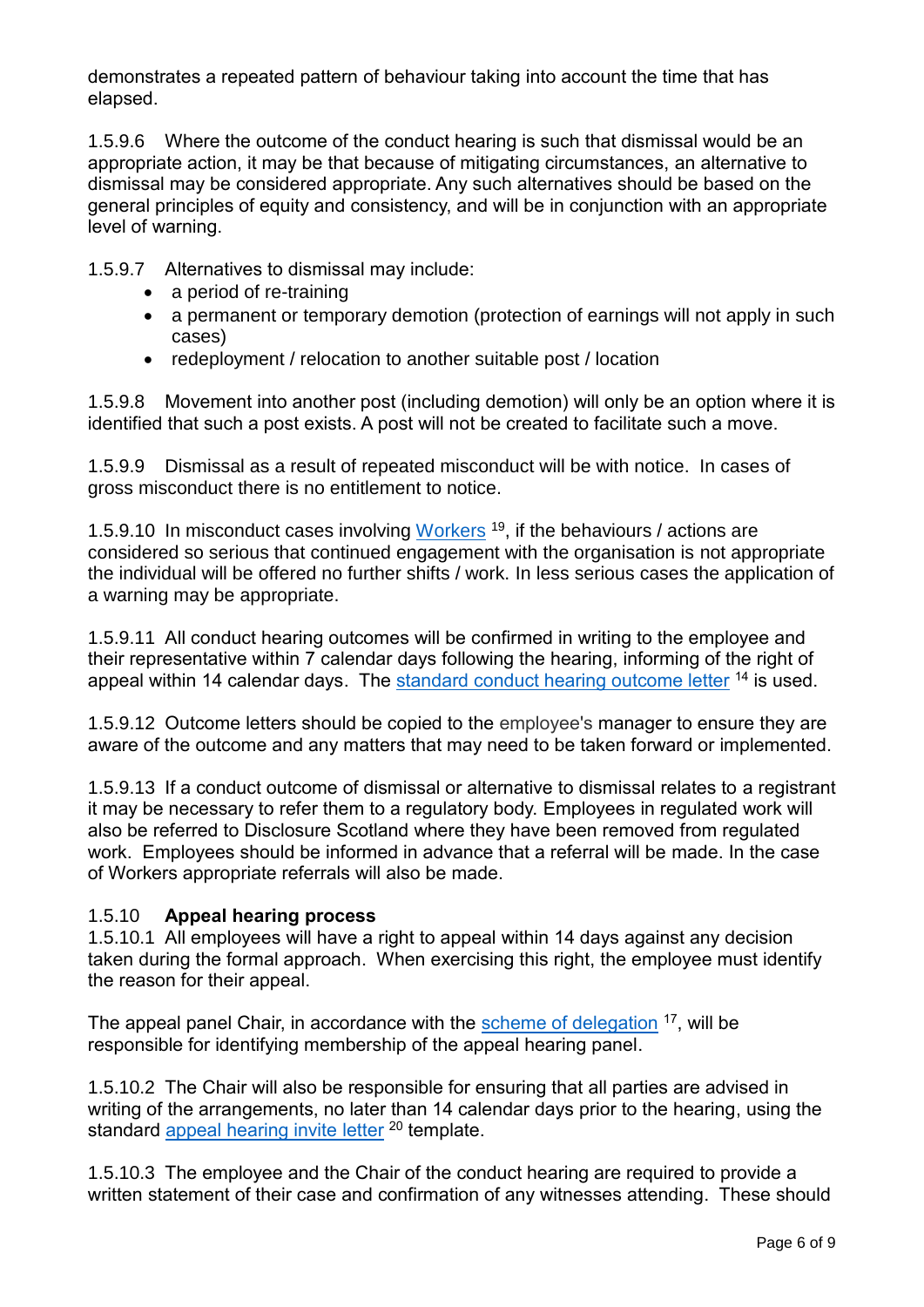demonstrates a repeated pattern of behaviour taking into account the time that has elapsed.

1.5.9.6 Where the outcome of the conduct hearing is such that dismissal would be an appropriate action, it may be that because of mitigating circumstances, an alternative to dismissal may be considered appropriate. Any such alternatives should be based on the general principles of equity and consistency, and will be in conjunction with an appropriate level of warning.

1.5.9.7 Alternatives to dismissal may include:

- a period of re-training
- a permanent or temporary demotion (protection of earnings will not apply in such cases)
- redeployment / relocation to another suitable post / location

1.5.9.8 Movement into another post (including demotion) will only be an option where it is identified that such a post exists. A post will not be created to facilitate such a move.

1.5.9.9 Dismissal as a result of repeated misconduct will be with notice. In cases of gross misconduct there is no entitlement to notice.

1.5.9.10 In misconduct cases involving Workers [19], if the behaviours / actions are considered so serious that continued engagement with the organisation is not appropriate the individual will be offered no further shifts / work. In less serious cases the application of a warning may be appropriate.

1.5.9.11 All conduct hearing outcomes will be confirmed in writing to the employee and their representative within 7 calendar days following the hearing, informing of the right of appeal within 14 calendar days. The standard conduct hearing outcome letter [14] is used.

1.5.9.12 Outcome letters should be copied to the employee's manager to ensure they are aware of the outcome and any matters that may need to be taken forward or implemented.

1.5.9.13 If a conduct outcome of dismissal or alternative to dismissal relates to a registrant it may be necessary to refer them to a regulatory body. Employees in regulated work will also be referred to Disclosure Scotland where they have been removed from regulated work. Employees should be informed in advance that a referral will be made. In the case of Workers appropriate referrals will also be made.

### 1.5.10 **Appeal hearing process**

1.5.10.1 All employees will have a right to appeal within 14 days against any decision taken during the formal approach. When exercising this right, the employee must identify the reason for their appeal.

The appeal panel Chair, in accordance with the scheme of delegation [17], will be responsible for identifying membership of the appeal hearing panel.

1.5.10.2 The Chair will also be responsible for ensuring that all parties are advised in writing of the arrangements, no later than 14 calendar days prior to the hearing, using the standard appeal hearing invite letter [20] template.

1.5.10.3 The employee and the Chair of the conduct hearing are required to provide a written statement of their case and confirmation of any witnesses attending. These should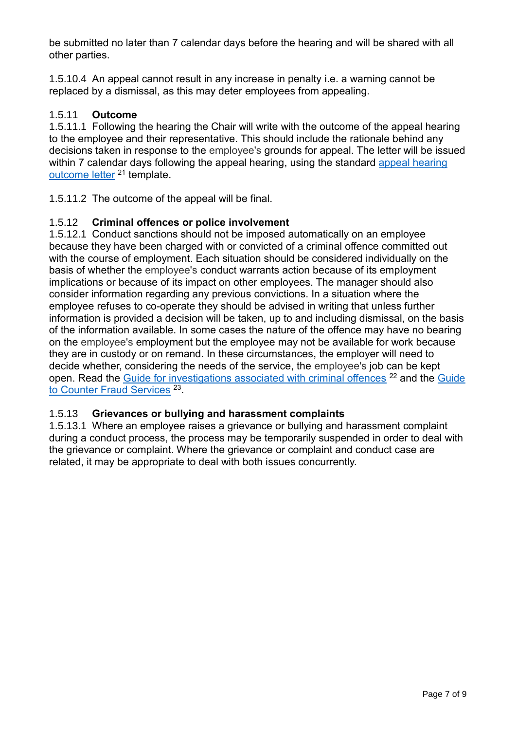be submitted no later than 7 calendar days before the hearing and will be shared with all other parties.

1.5.10.4 An appeal cannot result in any increase in penalty i.e. a warning cannot be replaced by a dismissal, as this may deter employees from appealing.

### 1.5.11 Outcome

1.5.11.1 Following the hearing the Chair will write with the outcome of the appeal hearing to the employee and their representative. This should include the rationale behind any decisions taken in response to the employee's grounds for appeal. The letter will be issued within 7 calendar days following the appeal hearing, using the standard appeal hearing outcome letter [21] template.

1.5.11.2 The outcome of the appeal will be final.

### 1.5.12 Criminal offences or police involvement

1.5.12.1 Conduct sanctions should not be imposed automatically on an employee because they have been charged with or convicted of a criminal offence committed out with the course of employment. Each situation should be considered individually on the basis of whether the employee's conduct warrants action because of its employment implications or because of its impact on other employees. The manager should also consider information regarding any previous convictions. In a situation where the employee refuses to co-operate they should be advised in writing that unless further information is provided a decision will be taken, up to and including dismissal, on the basis of the information available. In some cases the nature of the offence may have no bearing on the employee's employment but the employee may not be available for work because they are in custody or on remand. In these circumstances, the employer will need to decide whether, considering the needs of the service, the employee's job can be kept open. Read the Guide for investigations associated with criminal offences [22] and the Guide to Counter Fraud Services [23].

### 1.5.13 Grievances or bullying and harassment complaints

1.5.13.1 Where an employee raises a grievance or bullying and harassment complaint during a conduct process, the process may be temporarily suspended in order to deal with the grievance or complaint. Where the grievance or complaint and conduct case are related, it may be appropriate to deal with both issues concurrently.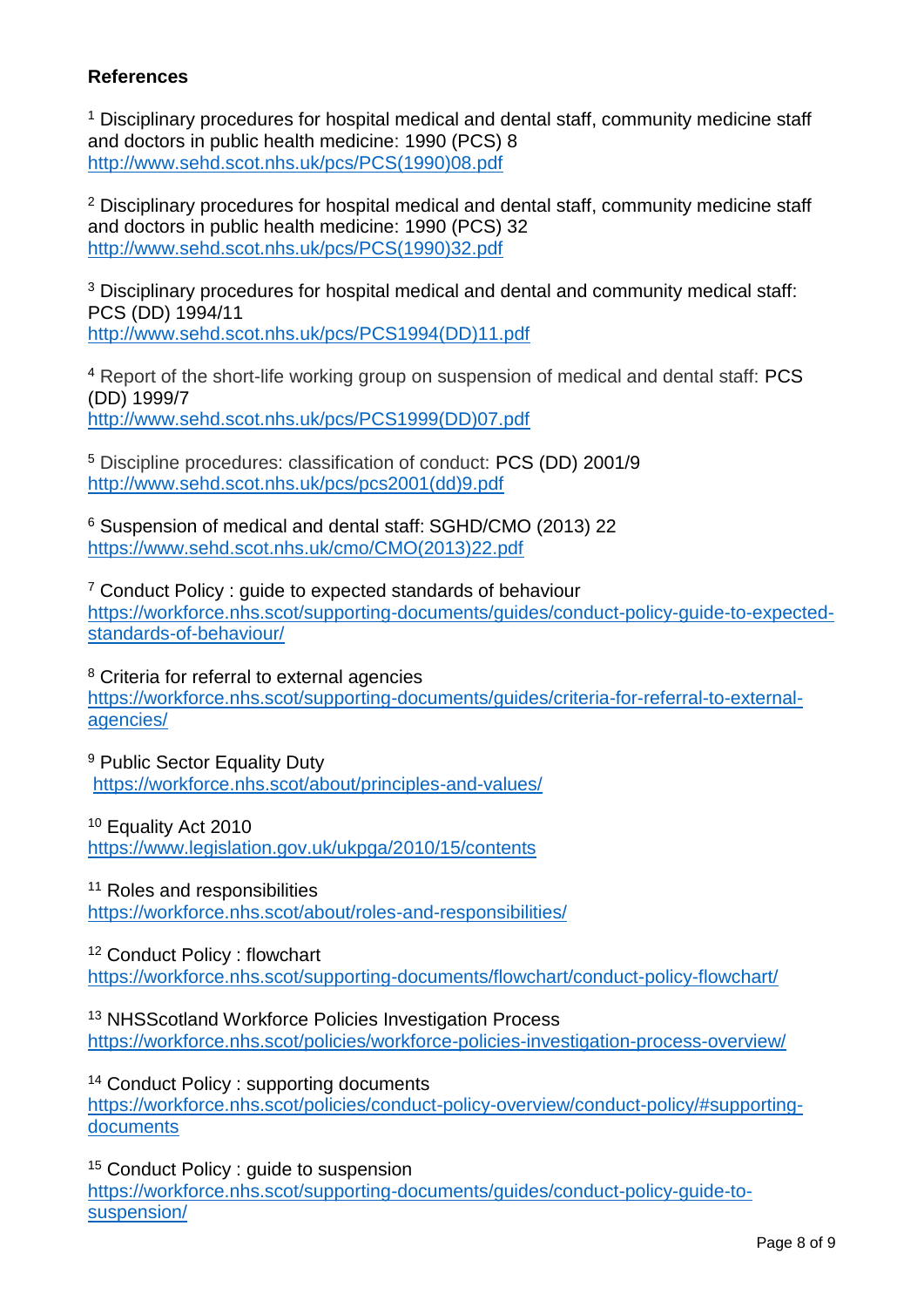**References**

[1] Disciplinary procedures for hospital medical and dental staff, community medicine staff and doctors in public health medicine: 1990 (PCS) 8
http://www.sehd.scot.nhs.uk/pcs/PCS(1990)08.pdf

[2] Disciplinary procedures for hospital medical and dental staff, community medicine staff and doctors in public health medicine: 1990 (PCS) 32
http://www.sehd.scot.nhs.uk/pcs/PCS(1990)32.pdf

[3] Disciplinary procedures for hospital medical and dental and community medical staff: PCS (DD) 1994/11
http://www.sehd.scot.nhs.uk/pcs/PCS1994(DD)11.pdf

[4] Report of the short-life working group on suspension of medical and dental staff: PCS (DD) 1999/7
http://www.sehd.scot.nhs.uk/pcs/PCS1999(DD)07.pdf

[5] Discipline procedures: classification of conduct: PCS (DD) 2001/9
http://www.sehd.scot.nhs.uk/pcs/pcs2001(dd)9.pdf

[6] Suspension of medical and dental staff: SGHD/CMO (2013) 22
https://www.sehd.scot.nhs.uk/cmo/CMO(2013)22.pdf

[7] Conduct Policy : guide to expected standards of behaviour
https://workforce.nhs.scot/supporting-documents/guides/conduct-policy-guide-to-expected-standards-of-behaviour/

[8] Criteria for referral to external agencies
https://workforce.nhs.scot/supporting-documents/guides/criteria-for-referral-to-external-agencies/

[9] Public Sector Equality Duty
https://workforce.nhs.scot/about/principles-and-values/

[10] Equality Act 2010
https://www.legislation.gov.uk/ukpga/2010/15/contents

[11] Roles and responsibilities
https://workforce.nhs.scot/about/roles-and-responsibilities/

[12] Conduct Policy : flowchart
https://workforce.nhs.scot/supporting-documents/flowchart/conduct-policy-flowchart/

[13] NHSScotland Workforce Policies Investigation Process
https://workforce.nhs.scot/policies/workforce-policies-investigation-process-overview/

[14] Conduct Policy : supporting documents
https://workforce.nhs.scot/policies/conduct-policy-overview/conduct-policy/#supporting-documents

[15] Conduct Policy : guide to suspension
https://workforce.nhs.scot/supporting-documents/guides/conduct-policy-guide-to-suspension/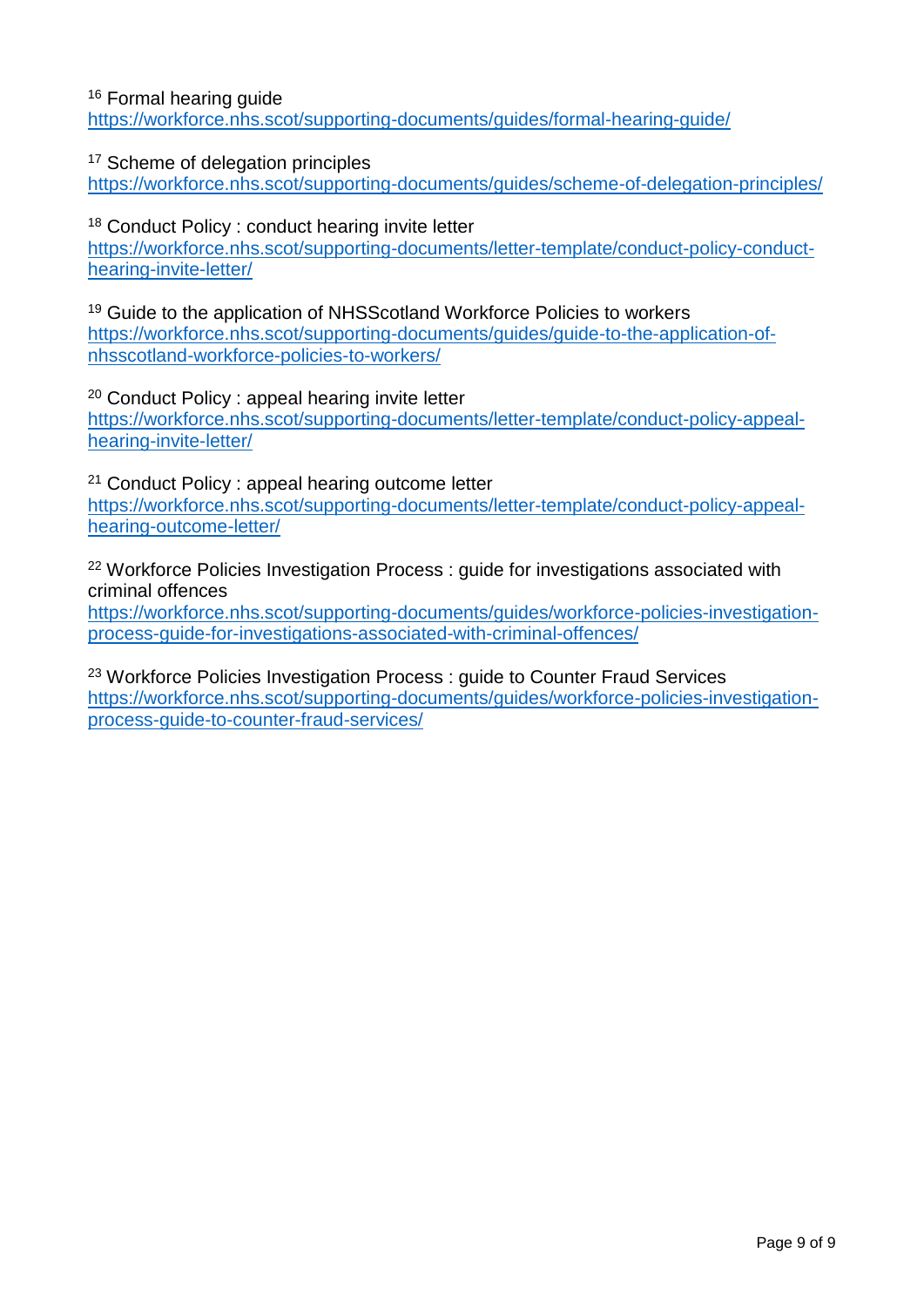[16] Formal hearing guide
https://workforce.nhs.scot/supporting-documents/guides/formal-hearing-guide/

[17] Scheme of delegation principles
https://workforce.nhs.scot/supporting-documents/guides/scheme-of-delegation-principles/

[18] Conduct Policy : conduct hearing invite letter
https://workforce.nhs.scot/supporting-documents/letter-template/conduct-policy-conduct-hearing-invite-letter/

[19] Guide to the application of NHSScotland Workforce Policies to workers
https://workforce.nhs.scot/supporting-documents/guides/guide-to-the-application-of-nhsscotland-workforce-policies-to-workers/

[20] Conduct Policy : appeal hearing invite letter
https://workforce.nhs.scot/supporting-documents/letter-template/conduct-policy-appeal-hearing-invite-letter/

[21] Conduct Policy : appeal hearing outcome letter
https://workforce.nhs.scot/supporting-documents/letter-template/conduct-policy-appeal-hearing-outcome-letter/

[22] Workforce Policies Investigation Process : guide for investigations associated with criminal offences
https://workforce.nhs.scot/supporting-documents/guides/workforce-policies-investigation-process-guide-for-investigations-associated-with-criminal-offences/

[23] Workforce Policies Investigation Process : guide to Counter Fraud Services
https://workforce.nhs.scot/supporting-documents/guides/workforce-policies-investigation-process-guide-to-counter-fraud-services/